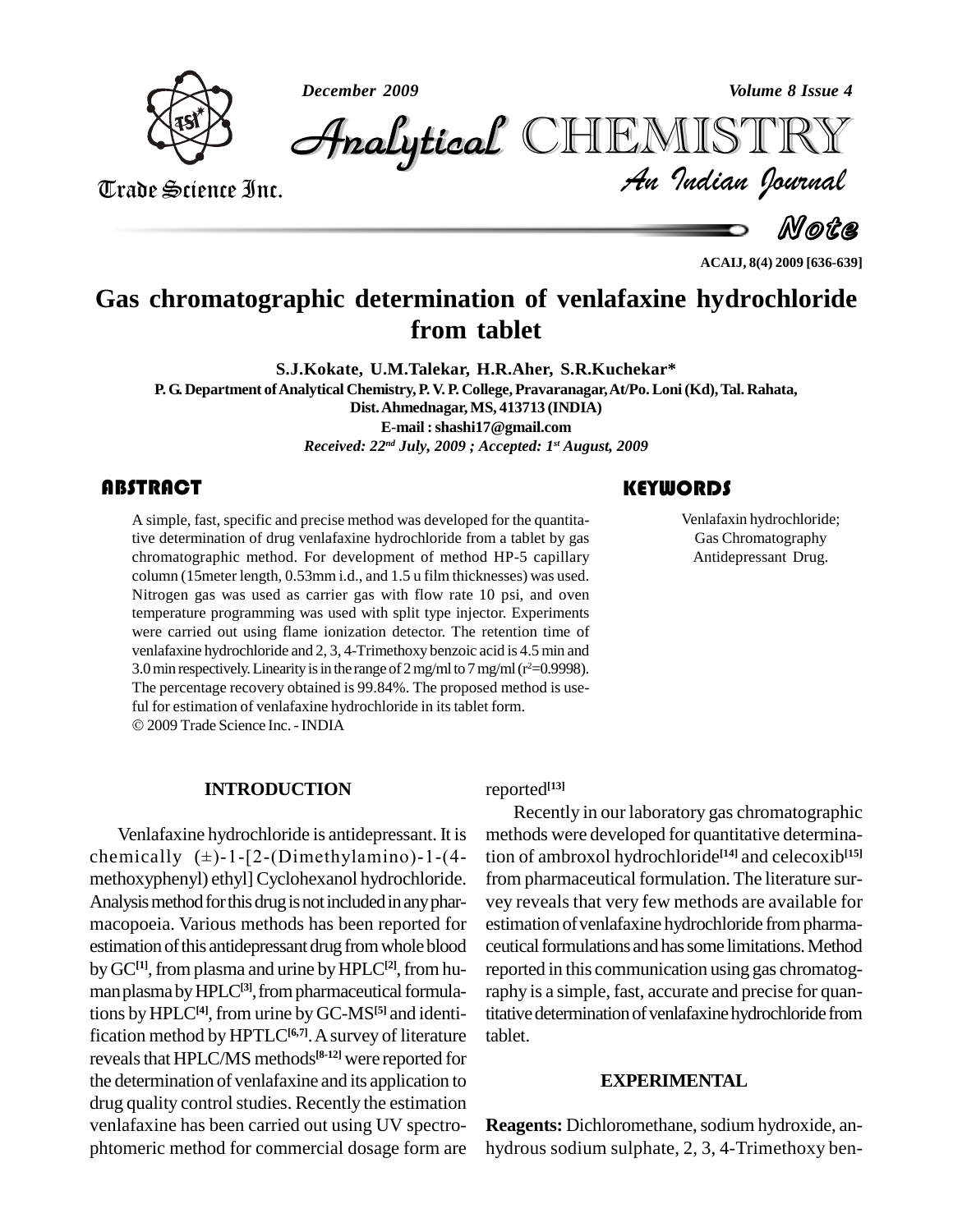# Gas chromatographic determination of venlafaxine hydrochloride from tablet

**S.J.Kokate, U.M.Talekar, H.R.Aher, S.R.Kuchekar***

**P. G. Department of Analytical Chemistry, P. V. P. College, Pravaranagar, At/Po. Loni (Kd), Tal. Rahata, Dist. Ahmednagar, MS, 413713 (INDIA)**

**E-mail : shashi17@gmail.com**

*Received: 22nd July, 2009 ; Accepted: 1st August, 2009*

## ABSTRACT

A simple, fast, specific and precise method was developed for the quantitative determination of drug venlafaxine hydrochloride from a tablet by gas chromatographic method. For development of method HP-5 capillary column (15meter length, 0.53mm i.d., and 1.5 u film thicknesses) was used. Nitrogen gas was used as carrier gas with flow rate 10 psi, and oven temperature programming was used with split type injector. Experiments were carried out using flame ionization detector. The retention time of venlafaxine hydrochloride and 2, 3, 4-Trimethoxy benzoic acid is 4.5 min and 3.0 min respectively. Linearity is in the range of 2 mg/ml to 7 mg/ml ($r^2$=0.9998). The percentage recovery obtained is 99.84%. The proposed method is useful for estimation of venlafaxine hydrochloride in its tablet form.

© 2009 Trade Science Inc. - INDIA

## KEYWORDS

Venlafaxin hydrochloride;
Gas Chromatography
Antidepressant Drug.

## INTRODUCTION

Venlafaxine hydrochloride is antidepressant. It is chemically (±)-1-[2-(Dimethylamino)-1-(4-methoxyphenyl) ethyl] Cyclohexanol hydrochloride. Analysis method for this drug is not included in any pharmacopoeia. Various methods has been reported for estimation of this antidepressant drug from whole blood by GC[1], from plasma and urine by HPLC[2], from human plasma by HPLC[3], from pharmaceutical formulations by HPLC[4], from urine by GC-MS[5] and identification method by HPTLC[6,7]. A survey of literature reveals that HPLC/MS methods[8-12] were reported for the determination of venlafaxine and its application to drug quality control studies. Recently the estimation venlafaxine has been carried out using UV spectrophtomeric method for commercial dosage form are reported[13]

Recently in our laboratory gas chromatographic methods were developed for quantitative determination of ambroxol hydrochloride[14] and celecoxib[15] from pharmaceutical formulation. The literature survey reveals that very few methods are available for estimation of venlafaxine hydrochloride from pharmaceutical formulations and has some limitations. Method reported in this communication using gas chromatography is a simple, fast, accurate and precise for quantitative determination of venlafaxine hydrochloride from tablet.

## EXPERIMENTAL

**Reagents:** Dichloromethane, sodium hydroxide, anhydrous sodium sulphate, 2, 3, 4-Trimethoxy ben-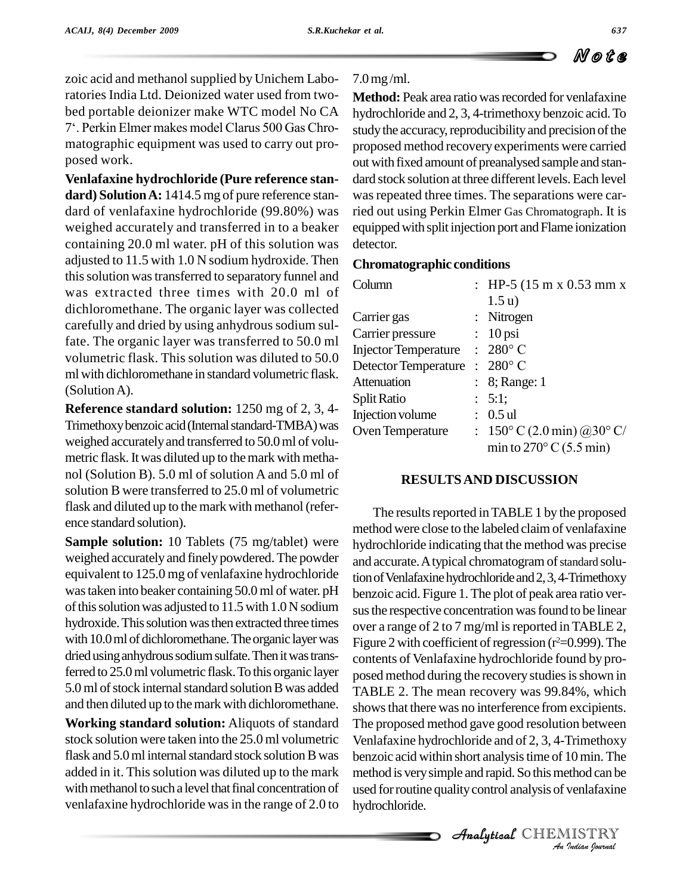zoic acid and methanol supplied by Unichem Laboratories India Ltd. Deionized water used from two-bed portable deionizer make WTC model No CA 7'. Perkin Elmer makes model Clarus 500 Gas Chromatographic equipment was used to carry out proposed work.

**Venlafaxine hydrochloride (Pure reference standard) Solution A:** 1414.5 mg of pure reference standard of venlafaxine hydrochloride (99.80%) was weighed accurately and transferred in to a beaker containing 20.0 ml water. pH of this solution was adjusted to 11.5 with 1.0 N sodium hydroxide. Then this solution was transferred to separatory funnel and was extracted three times with 20.0 ml of dichloromethane. The organic layer was collected carefully and dried by using anhydrous sodium sulfate. The organic layer was transferred to 50.0 ml volumetric flask. This solution was diluted to 50.0 ml with dichloromethane in standard volumetric flask. (Solution A).

**Reference standard solution:** 1250 mg of 2, 3, 4-Trimethoxy benzoic acid (Internal standard-TMBA) was weighed accurately and transferred to 50.0 ml of volumetric flask. It was diluted up to the mark with methanol (Solution B). 5.0 ml of solution A and 5.0 ml of solution B were transferred to 25.0 ml of volumetric flask and diluted up to the mark with methanol (reference standard solution).

**Sample solution:** 10 Tablets (75 mg/tablet) were weighed accurately and finely powdered. The powder equivalent to 125.0 mg of venlafaxine hydrochloride was taken into beaker containing 50.0 ml of water. pH of this solution was adjusted to 11.5 with 1.0 N sodium hydroxide. This solution was then extracted three times with 10.0 ml of dichloromethane. The organic layer was dried using anhydrous sodium sulfate. Then it was transferred to 25.0 ml volumetric flask. To this organic layer 5.0 ml of stock internal standard solution B was added and then diluted up to the mark with dichloromethane.

**Working standard solution:** Aliquots of standard stock solution were taken into the 25.0 ml volumetric flask and 5.0 ml internal standard stock solution B was added in it. This solution was diluted up to the mark with methanol to such a level that final concentration of venlafaxine hydrochloride was in the range of 2.0 to 7.0 mg /ml.

**Method:** Peak area ratio was recorded for venlafaxine hydrochloride and 2, 3, 4-trimethoxy benzoic acid. To study the accuracy, reproducibility and precision of the proposed method recovery experiments were carried out with fixed amount of preanalysed sample and standard stock solution at three different levels. Each level was repeated three times. The separations were carried out using Perkin Elmer Gas Chromatograph. It is equipped with split injection port and Flame ionization detector.

**Chromatographic conditions**

| | | |
|---|---|---|
| Column | : | HP-5 (15 m x 0.53 mm x 1.5 u) |
| Carrier gas | : | Nitrogen |
| Carrier pressure | : | 10 psi |
| Injector Temperature | : | 280° C |
| Detector Temperature | : | 280° C |
| Attenuation | : | 8; Range: 1 |
| Split Ratio | : | 5:1; |
| Injection volume | : | 0.5 ul |
| Oven Temperature | : | 150° C (2.0 min) @30° C/ min to 270° C (5.5 min) |

## RESULTS AND DISCUSSION

The results reported in TABLE 1 by the proposed method were close to the labeled claim of venlafaxine hydrochloride indicating that the method was precise and accurate. A typical chromatogram of standard solution of Venlafaxine hydrochloride and 2, 3, 4-Trimethoxy benzoic acid. Figure 1. The plot of peak area ratio versus the respective concentration was found to be linear over a range of 2 to 7 mg/ml is reported in TABLE 2, Figure 2 with coefficient of regression ($r^2$=0.999). The contents of Venlafaxine hydrochloride found by proposed method during the recovery studies is shown in TABLE 2. The mean recovery was 99.84%, which shows that there was no interference from excipients. The proposed method gave good resolution between Venlafaxine hydrochloride and of 2, 3, 4-Trimethoxy benzoic acid within short analysis time of 10 min. The method is very simple and rapid. So this method can be used for routine quality control analysis of venlafaxine hydrochloride.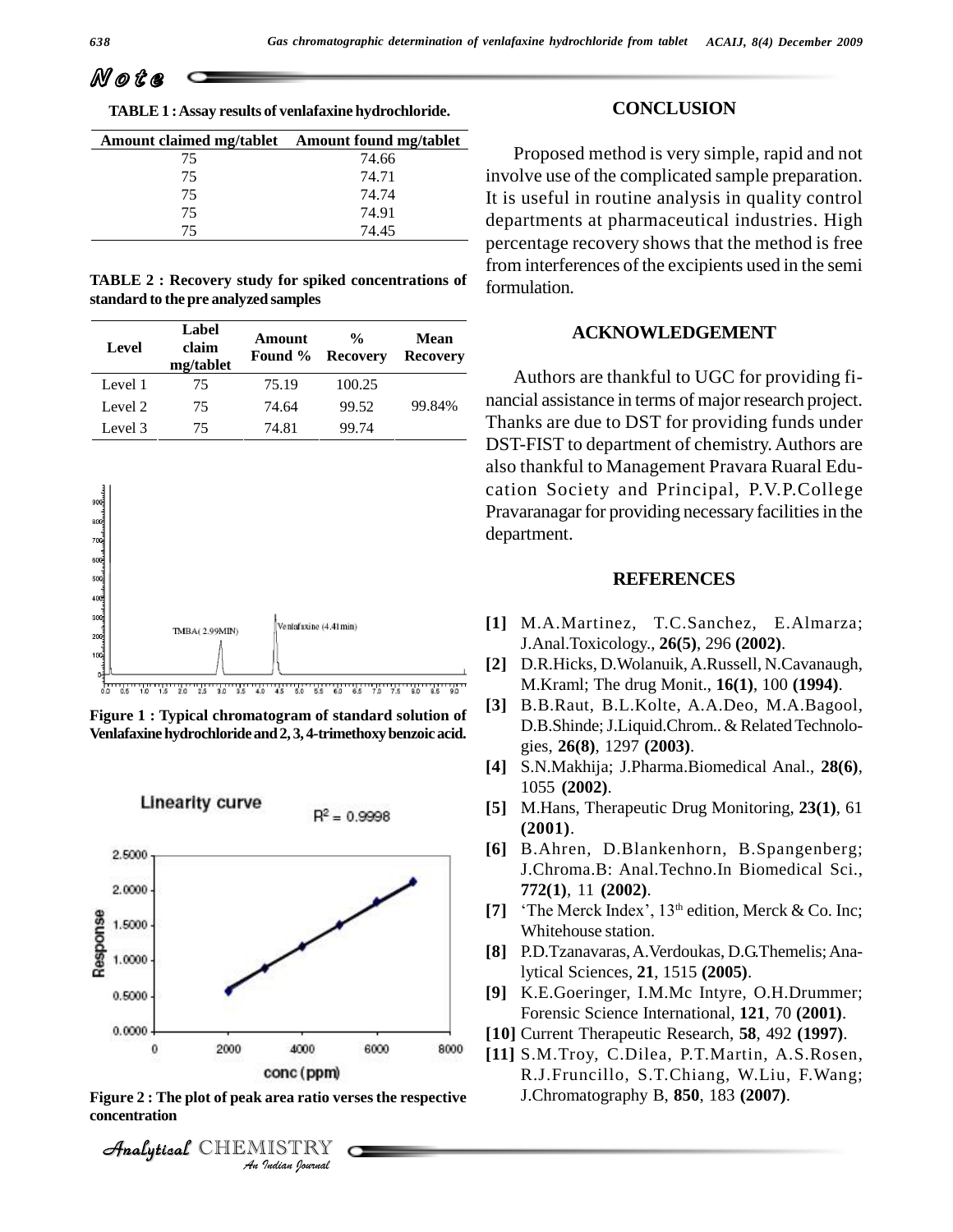TABLE 1 : Assay results of venlafaxine hydrochloride.

| Amount claimed mg/tablet | Amount found mg/tablet |
|---|---|
| 75 | 74.66 |
| 75 | 74.71 |
| 75 | 74.74 |
| 75 | 74.91 |
| 75 | 74.45 |

TABLE 2 : Recovery study for spiked concentrations of standard to the pre analyzed samples

| Level | Label claim mg/tablet | Amount Found % | % Recovery | Mean Recovery |
|---|---|---|---|---|
| Level 1 | 75 | 75.19 | 100.25 | |
| Level 2 | 75 | 74.64 | 99.52 | 99.84% |
| Level 3 | 75 | 74.81 | 99.74 | |

TMBA(2.99MIN)

Venlafaxine (4.41min)

Figure 1 : Typical chromatogram of standard solution of Venlafaxine hydrochloride and 2, 3, 4-trimethoxy benzoic acid.

Linearity curve

$R^2 = 0.9998$

Response

conc (ppm)

Figure 2 : The plot of peak area ratio verses the respective concentration

## CONCLUSION

Proposed method is very simple, rapid and not involve use of the complicated sample preparation. It is useful in routine analysis in quality control departments at pharmaceutical industries. High percentage recovery shows that the method is free from interferences of the excipients used in the semi formulation.

## ACKNOWLEDGEMENT

Authors are thankful to UGC for providing financial assistance in terms of major research project. Thanks are due to DST for providing funds under DST-FIST to department of chemistry. Authors are also thankful to Management Pravara Ruaral Education Society and Principal, P.V.P.College Pravaranagar for providing necessary facilities in the department.

## REFERENCES

[1] M.A.Martinez, T.C.Sanchez, E.Almarza; J.Anal.Toxicology., **26(5)**, 296 **(2002)**.

[2] D.R.Hicks, D.Wolanuik, A.Russell, N.Cavanaugh, M.Kraml; The drug Monit., **16(1)**, 100 **(1994)**.

[3] B.B.Raut, B.L.Kolte, A.A.Deo, M.A.Bagool, D.B.Shinde; J.Liquid.Chrom.. & Related Technologies, **26(8)**, 1297 **(2003)**.

[4] S.N.Makhija; J.Pharma.Biomedical Anal., **28(6)**, 1055 **(2002)**.

[5] M.Hans, Therapeutic Drug Monitoring, **23(1)**, 61 **(2001)**.

[6] B.Ahren, D.Blankenhorn, B.Spangenberg; J.Chroma.B: Anal.Techno.In Biomedical Sci., **772(1)**, 11 **(2002)**.

[7] 'The Merck Index', 13th edition, Merck & Co. Inc; Whitehouse station.

[8] P.D.Tzanavaras, A.Verdoukas, D.G.Themelis; Analytical Sciences, **21**, 1515 **(2005)**.

[9] K.E.Goeringer, I.M.Mc Intyre, O.H.Drummer; Forensic Science International, **121**, 70 **(2001)**.

[10] Current Therapeutic Research, **58**, 492 **(1997)**.

[11] S.M.Troy, C.Dilea, P.T.Martin, A.S.Rosen, R.J.Fruncillo, S.T.Chiang, W.Liu, F.Wang; J.Chromatography B, **850**, 183 **(2007)**.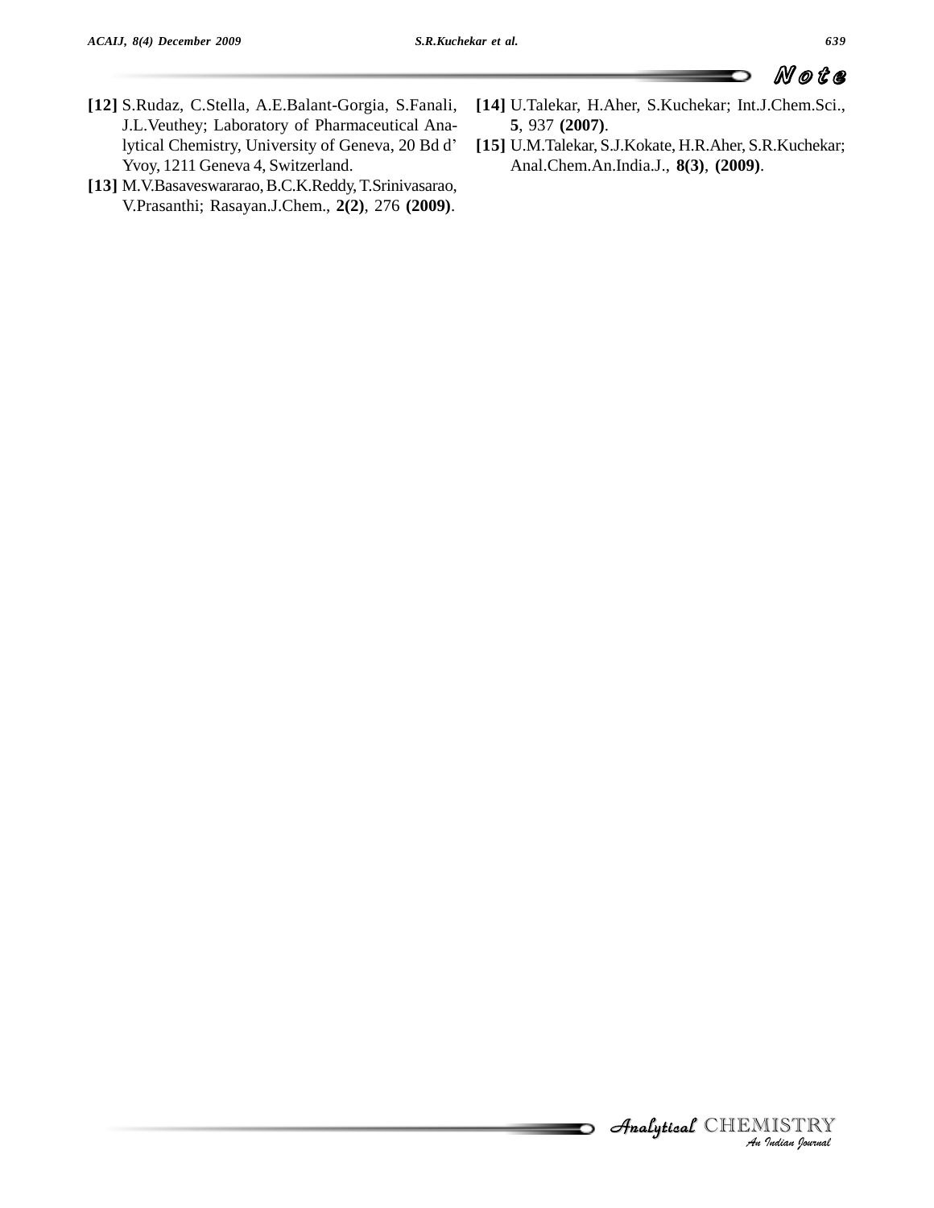**[12]** S.Rudaz, C.Stella, A.E.Balant-Gorgia, S.Fanali, J.L.Veuthey; Laboratory of Pharmaceutical Analytical Chemistry, University of Geneva, 20 Bd d' Yvoy, 1211 Geneva 4, Switzerland.

**[13]** M.V.Basaveswararao, B.C.K.Reddy, T.Srinivasarao, V.Prasanthi; Rasayan.J.Chem., **2(2)**, 276 **(2009)**.

**[14]** U.Talekar, H.Aher, S.Kuchekar; Int.J.Chem.Sci., **5**, 937 **(2007)**.

**[15]** U.M.Talekar, S.J.Kokate, H.R.Aher, S.R.Kuchekar; Anal.Chem.An.India.J., **8(3)**, **(2009)**.